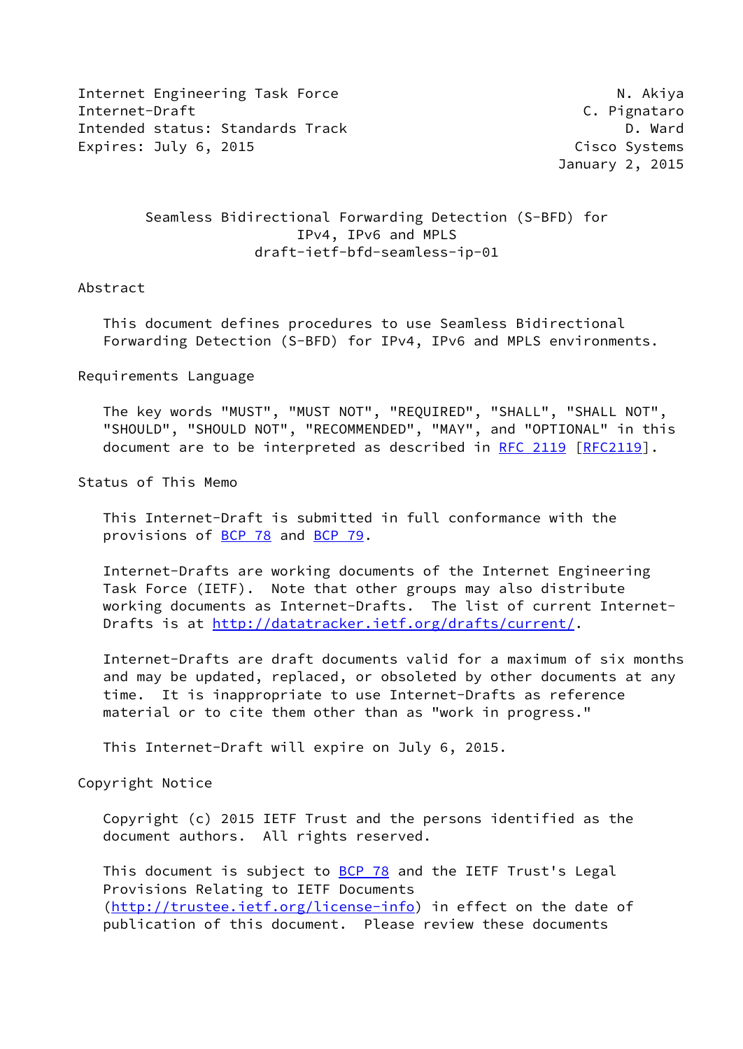Internet Engineering Task Force N. Akiya
Internet-Draft C. Pignataro
Intended status: Standards Track D. Ward
Expires: July 6, 2015 Cisco Systems
January 2, 2015

# Seamless Bidirectional Forwarding Detection (S-BFD) for IPv4, IPv6 and MPLS
draft-ietf-bfd-seamless-ip-01

## Abstract

This document defines procedures to use Seamless Bidirectional Forwarding Detection (S-BFD) for IPv4, IPv6 and MPLS environments.

## Requirements Language

The key words "MUST", "MUST NOT", "REQUIRED", "SHALL", "SHALL NOT", "SHOULD", "SHOULD NOT", "RECOMMENDED", "MAY", and "OPTIONAL" in this document are to be interpreted as described in RFC 2119 [RFC2119].

## Status of This Memo

This Internet-Draft is submitted in full conformance with the provisions of BCP 78 and BCP 79.

Internet-Drafts are working documents of the Internet Engineering Task Force (IETF). Note that other groups may also distribute working documents as Internet-Drafts. The list of current Internet-Drafts is at http://datatracker.ietf.org/drafts/current/.

Internet-Drafts are draft documents valid for a maximum of six months and may be updated, replaced, or obsoleted by other documents at any time. It is inappropriate to use Internet-Drafts as reference material or to cite them other than as "work in progress."

This Internet-Draft will expire on July 6, 2015.

## Copyright Notice

Copyright (c) 2015 IETF Trust and the persons identified as the document authors. All rights reserved.

This document is subject to BCP 78 and the IETF Trust's Legal Provisions Relating to IETF Documents (http://trustee.ietf.org/license-info) in effect on the date of publication of this document. Please review these documents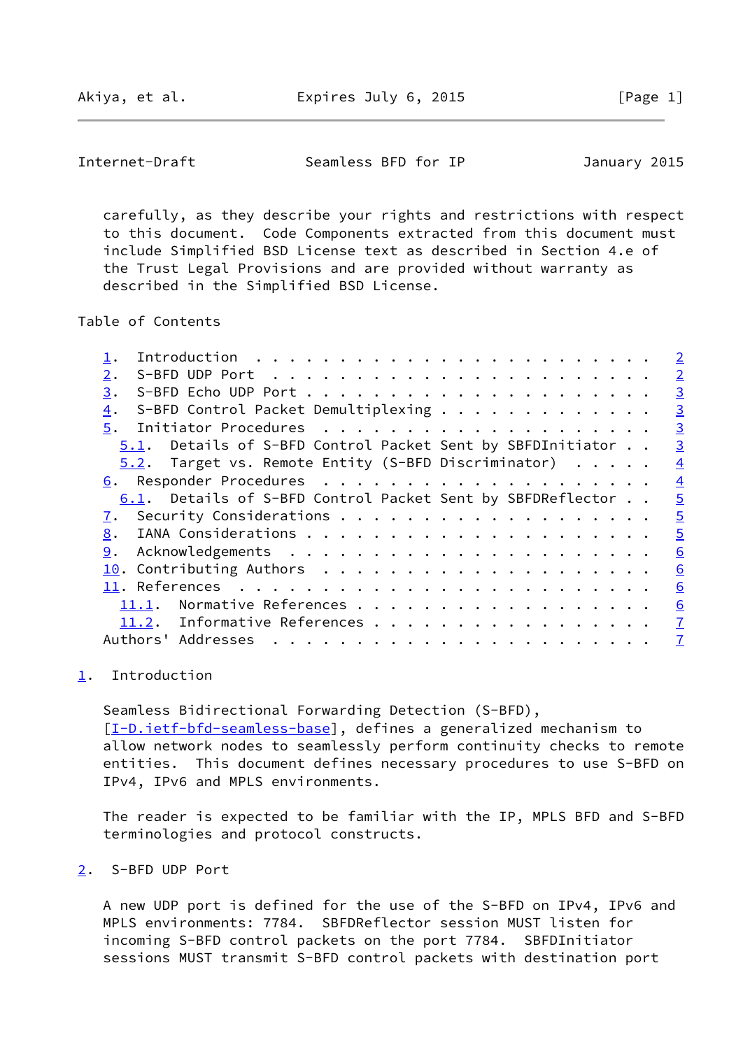carefully, as they describe your rights and restrictions with respect to this document. Code Components extracted from this document must include Simplified BSD License text as described in Section 4.e of the Trust Legal Provisions and are provided without warranty as described in the Simplified BSD License.

## Table of Contents

- 1. Introduction . . . . . . . . . . . . . . . . . . . . . . . . 2
- 2. S-BFD UDP Port . . . . . . . . . . . . . . . . . . . . . . . 2
- 3. S-BFD Echo UDP Port . . . . . . . . . . . . . . . . . . . . . 3
- 4. S-BFD Control Packet Demultiplexing . . . . . . . . . . . . . 3
- 5. Initiator Procedures . . . . . . . . . . . . . . . . . . . . 3
  - 5.1. Details of S-BFD Control Packet Sent by SBFDInitiator . . 3
  - 5.2. Target vs. Remote Entity (S-BFD Discriminator) . . . . . 4
- 6. Responder Procedures . . . . . . . . . . . . . . . . . . . . 4
  - 6.1. Details of S-BFD Control Packet Sent by SBFDReflector . . 5
- 7. Security Considerations . . . . . . . . . . . . . . . . . . . 5
- 8. IANA Considerations . . . . . . . . . . . . . . . . . . . . . 5
- 9. Acknowledgements . . . . . . . . . . . . . . . . . . . . . . 6
- 10. Contributing Authors . . . . . . . . . . . . . . . . . . . . 6
- 11. References . . . . . . . . . . . . . . . . . . . . . . . . . 6
  - 11.1. Normative References . . . . . . . . . . . . . . . . . . 6
  - 11.2. Informative References . . . . . . . . . . . . . . . . . 7
- Authors' Addresses . . . . . . . . . . . . . . . . . . . . . . . 7

## 1. Introduction

Seamless Bidirectional Forwarding Detection (S-BFD), [I-D.ietf-bfd-seamless-base], defines a generalized mechanism to allow network nodes to seamlessly perform continuity checks to remote entities. This document defines necessary procedures to use S-BFD on IPv4, IPv6 and MPLS environments.

The reader is expected to be familiar with the IP, MPLS BFD and S-BFD terminologies and protocol constructs.

## 2. S-BFD UDP Port

A new UDP port is defined for the use of the S-BFD on IPv4, IPv6 and MPLS environments: 7784. SBFDReflector session MUST listen for incoming S-BFD control packets on the port 7784. SBFDInitiator sessions MUST transmit S-BFD control packets with destination port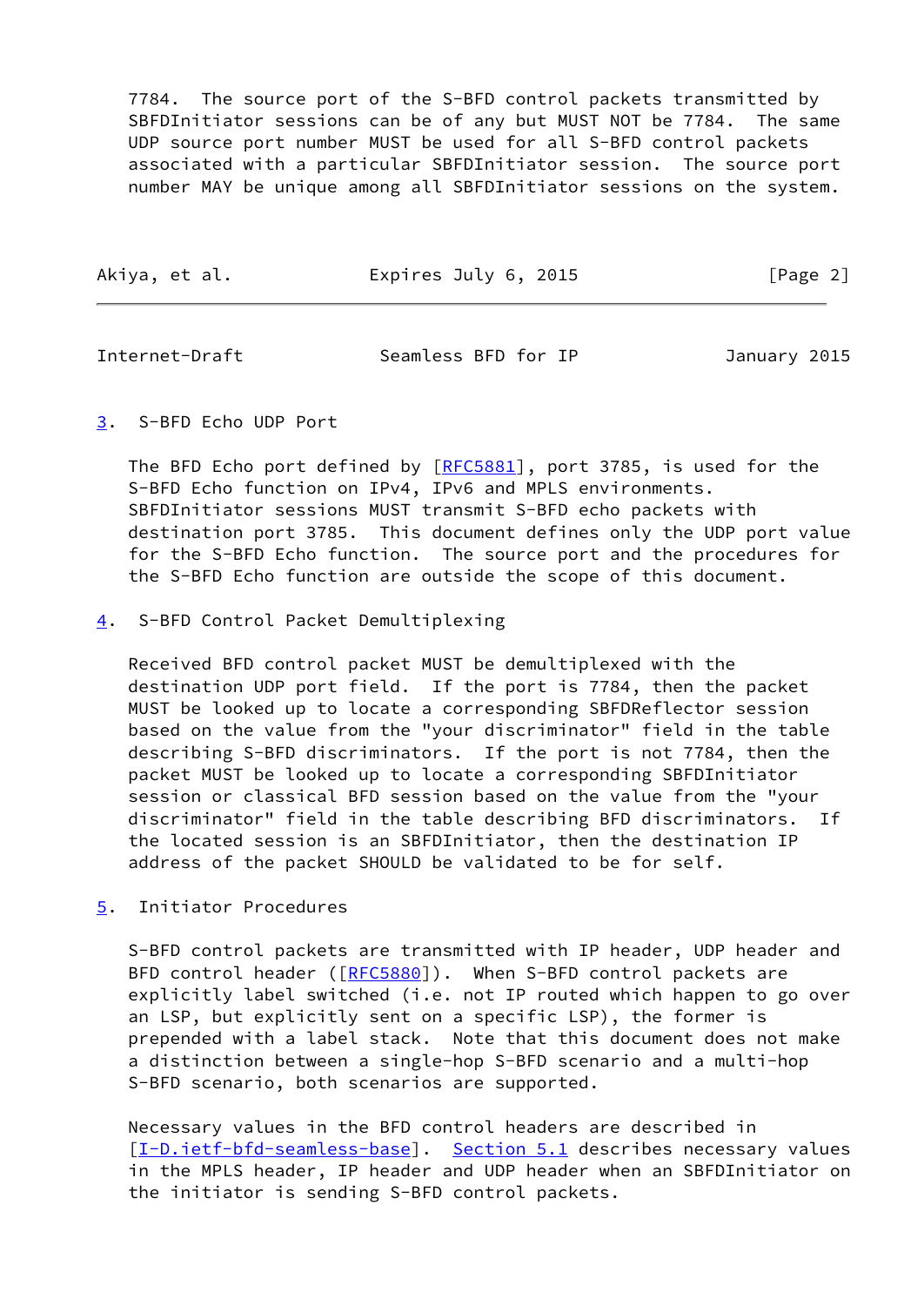7784. The source port of the S-BFD control packets transmitted by SBFDInitiator sessions can be of any but MUST NOT be 7784. The same UDP source port number MUST be used for all S-BFD control packets associated with a particular SBFDInitiator session. The source port number MAY be unique among all SBFDInitiator sessions on the system.

## 3. S-BFD Echo UDP Port

The BFD Echo port defined by [RFC5881], port 3785, is used for the S-BFD Echo function on IPv4, IPv6 and MPLS environments. SBFDInitiator sessions MUST transmit S-BFD echo packets with destination port 3785. This document defines only the UDP port value for the S-BFD Echo function. The source port and the procedures for the S-BFD Echo function are outside the scope of this document.

## 4. S-BFD Control Packet Demultiplexing

Received BFD control packet MUST be demultiplexed with the destination UDP port field. If the port is 7784, then the packet MUST be looked up to locate a corresponding SBFDReflector session based on the value from the "your discriminator" field in the table describing S-BFD discriminators. If the port is not 7784, then the packet MUST be looked up to locate a corresponding SBFDInitiator session or classical BFD session based on the value from the "your discriminator" field in the table describing BFD discriminators. If the located session is an SBFDInitiator, then the destination IP address of the packet SHOULD be validated to be for self.

## 5. Initiator Procedures

S-BFD control packets are transmitted with IP header, UDP header and BFD control header ([RFC5880]). When S-BFD control packets are explicitly label switched (i.e. not IP routed which happen to go over an LSP, but explicitly sent on a specific LSP), the former is prepended with a label stack. Note that this document does not make a distinction between a single-hop S-BFD scenario and a multi-hop S-BFD scenario, both scenarios are supported.

Necessary values in the BFD control headers are described in [I-D.ietf-bfd-seamless-base]. Section 5.1 describes necessary values in the MPLS header, IP header and UDP header when an SBFDInitiator on the initiator is sending S-BFD control packets.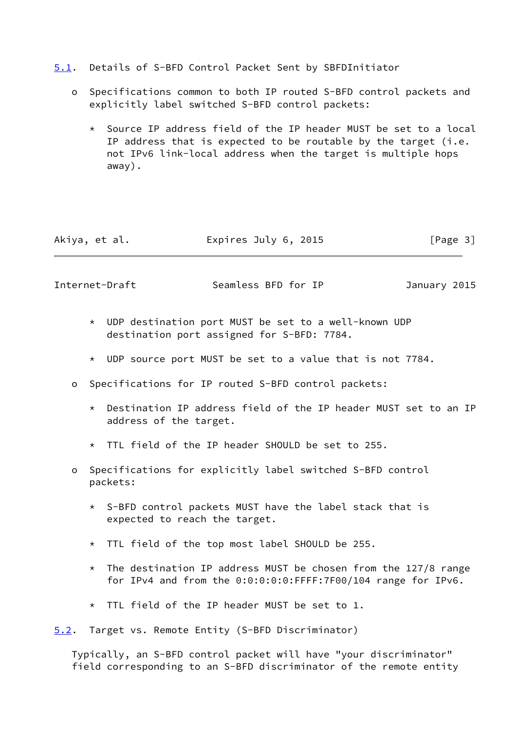### 5.1. Details of S-BFD Control Packet Sent by SBFDInitiator

- Specifications common to both IP routed S-BFD control packets and explicitly label switched S-BFD control packets:

  * Source IP address field of the IP header MUST be set to a local IP address that is expected to be routable by the target (i.e. not IPv6 link-local address when the target is multiple hops away).

  * UDP destination port MUST be set to a well-known UDP destination port assigned for S-BFD: 7784.

  * UDP source port MUST be set to a value that is not 7784.

- Specifications for IP routed S-BFD control packets:

  * Destination IP address field of the IP header MUST set to an IP address of the target.

  * TTL field of the IP header SHOULD be set to 255.

- Specifications for explicitly label switched S-BFD control packets:

  * S-BFD control packets MUST have the label stack that is expected to reach the target.

  * TTL field of the top most label SHOULD be 255.

  * The destination IP address MUST be chosen from the 127/8 range for IPv4 and from the 0:0:0:0:0:FFFF:7F00/104 range for IPv6.

  * TTL field of the IP header MUST be set to 1.

### 5.2. Target vs. Remote Entity (S-BFD Discriminator)

Typically, an S-BFD control packet will have "your discriminator" field corresponding to an S-BFD discriminator of the remote entity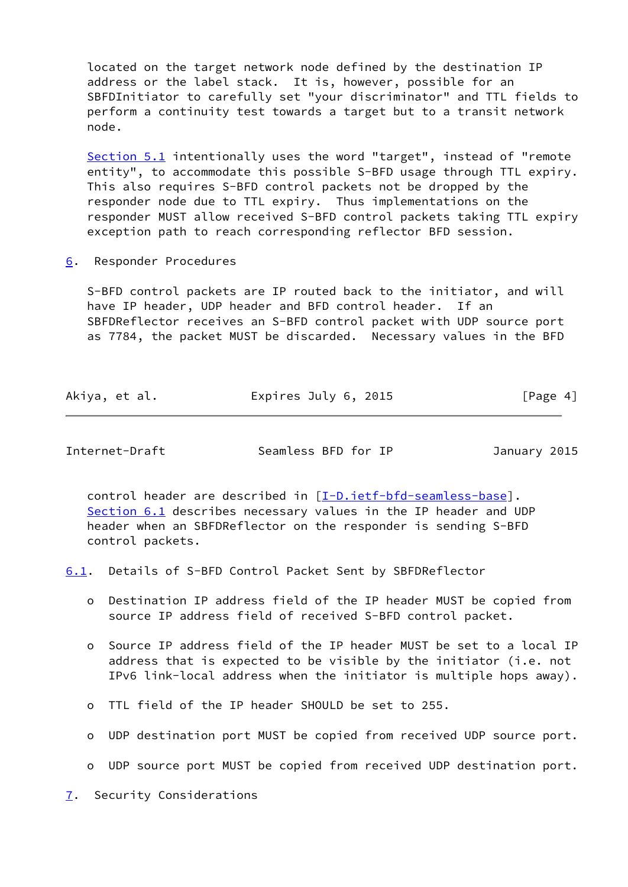located on the target network node defined by the destination IP address or the label stack. It is, however, possible for an SBFDInitiator to carefully set "your discriminator" and TTL fields to perform a continuity test towards a target but to a transit network node.

Section 5.1 intentionally uses the word "target", instead of "remote entity", to accommodate this possible S-BFD usage through TTL expiry. This also requires S-BFD control packets not be dropped by the responder node due to TTL expiry. Thus implementations on the responder MUST allow received S-BFD control packets taking TTL expiry exception path to reach corresponding reflector BFD session.

## 6. Responder Procedures

S-BFD control packets are IP routed back to the initiator, and will have IP header, UDP header and BFD control header. If an SBFDReflector receives an S-BFD control packet with UDP source port as 7784, the packet MUST be discarded. Necessary values in the BFD control header are described in [I-D.ietf-bfd-seamless-base]. Section 6.1 describes necessary values in the IP header and UDP header when an SBFDReflector on the responder is sending S-BFD control packets.

### 6.1. Details of S-BFD Control Packet Sent by SBFDReflector

- o Destination IP address field of the IP header MUST be copied from source IP address field of received S-BFD control packet.

- o Source IP address field of the IP header MUST be set to a local IP address that is expected to be visible by the initiator (i.e. not IPv6 link-local address when the initiator is multiple hops away).

- o TTL field of the IP header SHOULD be set to 255.

- o UDP destination port MUST be copied from received UDP source port.

- o UDP source port MUST be copied from received UDP destination port.

## 7. Security Considerations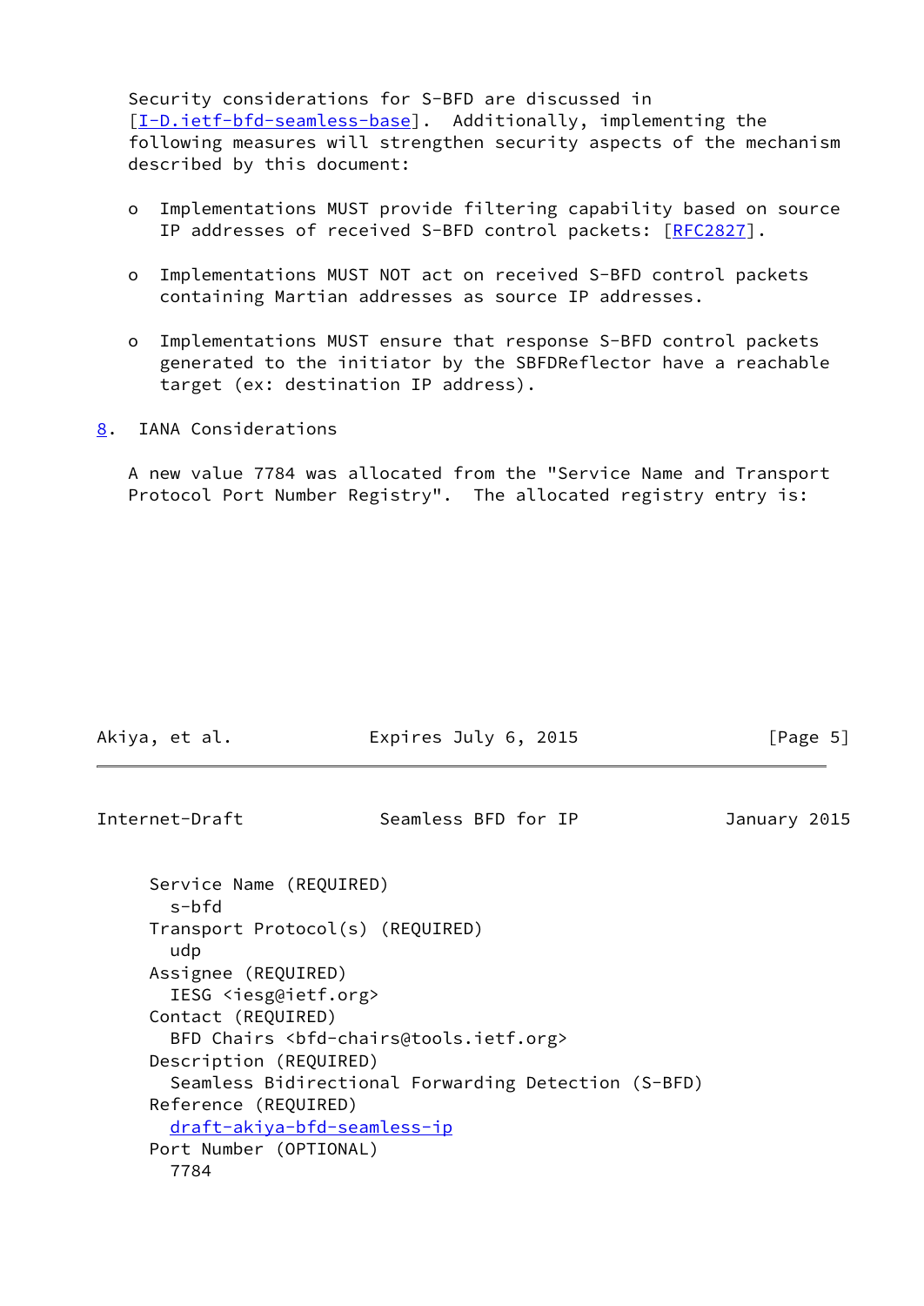Security considerations for S-BFD are discussed in [I-D.ietf-bfd-seamless-base]. Additionally, implementing the following measures will strengthen security aspects of the mechanism described by this document:

- Implementations MUST provide filtering capability based on source IP addresses of received S-BFD control packets: [RFC2827].

- Implementations MUST NOT act on received S-BFD control packets containing Martian addresses as source IP addresses.

- Implementations MUST ensure that response S-BFD control packets generated to the initiator by the SBFDReflector have a reachable target (ex: destination IP address).

## 8. IANA Considerations

A new value 7784 was allocated from the "Service Name and Transport Protocol Port Number Registry". The allocated registry entry is:

```
Service Name (REQUIRED)
  s-bfd
Transport Protocol(s) (REQUIRED)
  udp
Assignee (REQUIRED)
  IESG <iesg@ietf.org>
Contact (REQUIRED)
  BFD Chairs <bfd-chairs@tools.ietf.org>
Description (REQUIRED)
  Seamless Bidirectional Forwarding Detection (S-BFD)
Reference (REQUIRED)
  draft-akiya-bfd-seamless-ip
Port Number (OPTIONAL)
  7784
```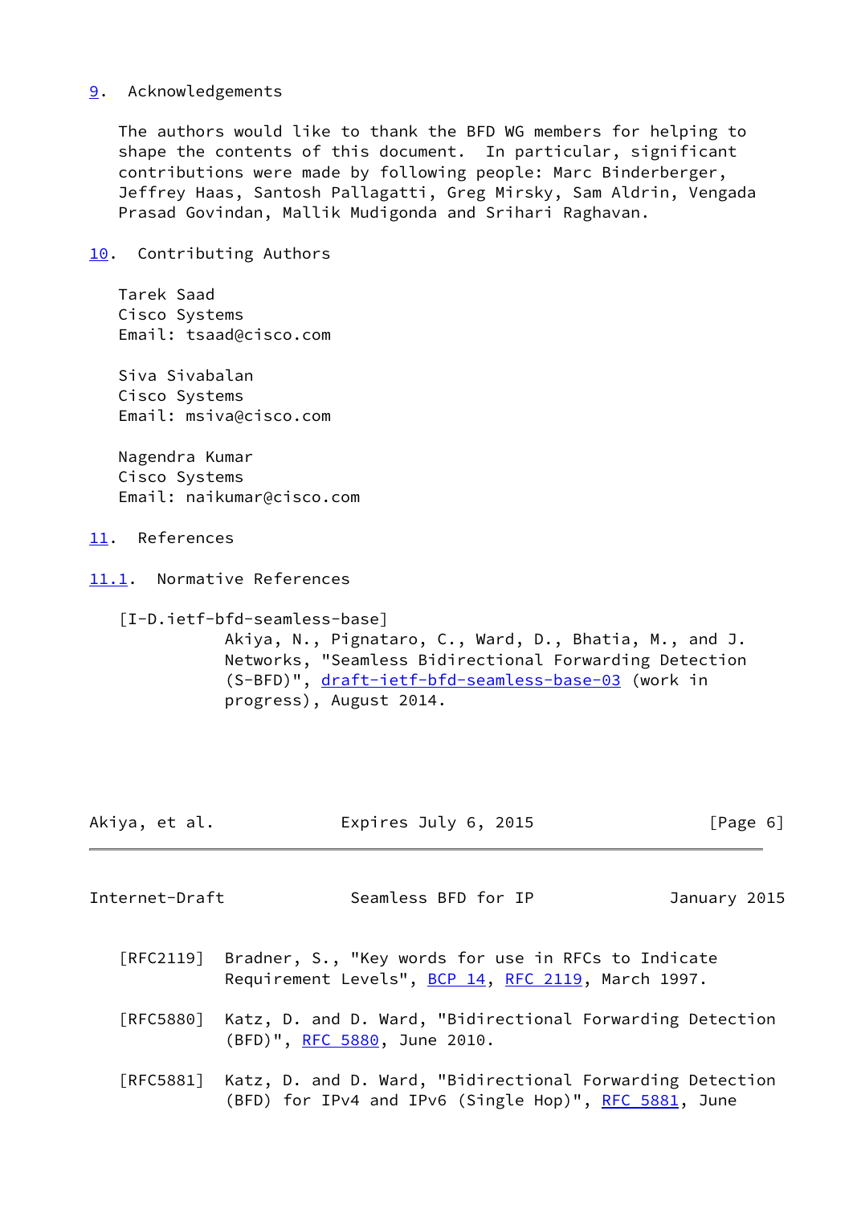## 9. Acknowledgements

The authors would like to thank the BFD WG members for helping to shape the contents of this document. In particular, significant contributions were made by following people: Marc Binderberger, Jeffrey Haas, Santosh Pallagatti, Greg Mirsky, Sam Aldrin, Vengada Prasad Govindan, Mallik Mudigonda and Srihari Raghavan.

## 10. Contributing Authors

Tarek Saad
Cisco Systems
Email: tsaad@cisco.com

Siva Sivabalan
Cisco Systems
Email: msiva@cisco.com

Nagendra Kumar
Cisco Systems
Email: naikumar@cisco.com

## 11. References

### 11.1. Normative References

[I-D.ietf-bfd-seamless-base]
Akiya, N., Pignataro, C., Ward, D., Bhatia, M., and J. Networks, "Seamless Bidirectional Forwarding Detection (S-BFD)", draft-ietf-bfd-seamless-base-03 (work in progress), August 2014.

[RFC2119] Bradner, S., "Key words for use in RFCs to Indicate Requirement Levels", BCP 14, RFC 2119, March 1997.

[RFC5880] Katz, D. and D. Ward, "Bidirectional Forwarding Detection (BFD)", RFC 5880, June 2010.

[RFC5881] Katz, D. and D. Ward, "Bidirectional Forwarding Detection (BFD) for IPv4 and IPv6 (Single Hop)", RFC 5881, June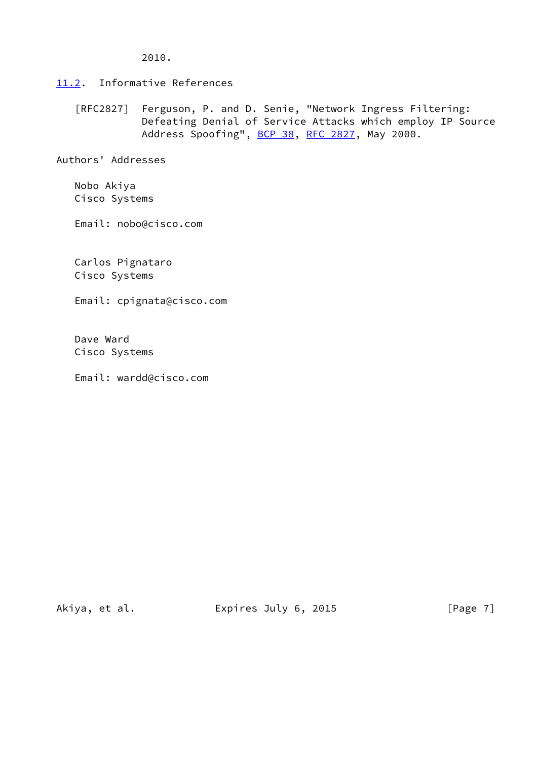2010.

## 11.2. Informative References

[RFC2827] Ferguson, P. and D. Senie, "Network Ingress Filtering: Defeating Denial of Service Attacks which employ IP Source Address Spoofing", BCP 38, RFC 2827, May 2000.

## Authors' Addresses

Nobo Akiya
Cisco Systems

Email: nobo@cisco.com

Carlos Pignataro
Cisco Systems

Email: cpignata@cisco.com

Dave Ward
Cisco Systems

Email: wardd@cisco.com